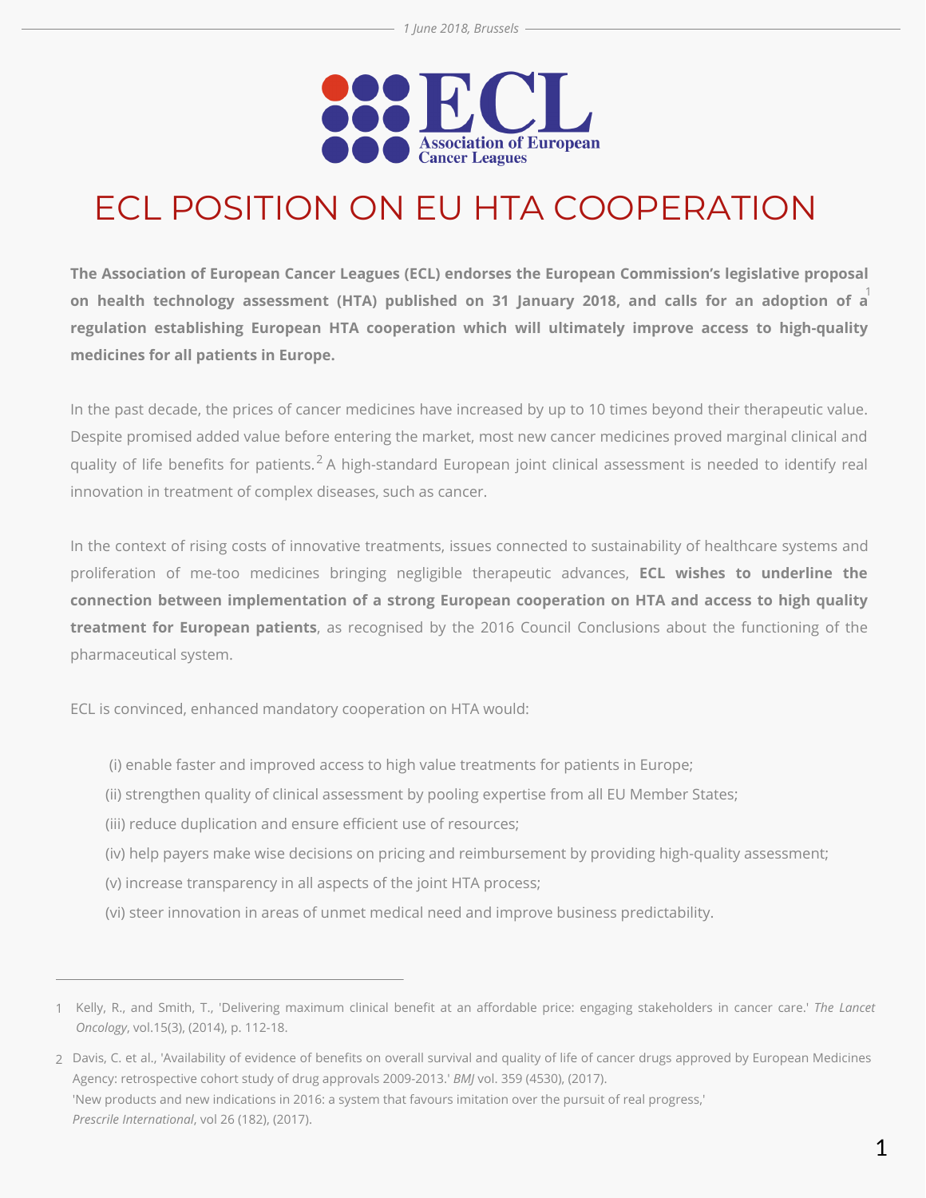1 June 2018, Brussels

Association of European Cancer Leagues

# ECL POSITION ON EU HTA COOPERATION

**The Association of European Cancer Leagues (ECL) endorses the European Commission's legislative proposal on health technology assessment (HTA) published on 31 January 2018, and calls for an adoption of a[1] regulation establishing European HTA cooperation which will ultimately improve access to high-quality medicines for all patients in Europe.**

In the past decade, the prices of cancer medicines have increased by up to 10 times beyond their therapeutic value. Despite promised added value before entering the market, most new cancer medicines proved marginal clinical and quality of life benefits for patients.[2] A high-standard European joint clinical assessment is needed to identify real innovation in treatment of complex diseases, such as cancer.

In the context of rising costs of innovative treatments, issues connected to sustainability of healthcare systems and proliferation of me-too medicines bringing negligible therapeutic advances, **ECL wishes to underline the connection between implementation of a strong European cooperation on HTA and access to high quality treatment for European patients**, as recognised by the 2016 Council Conclusions about the functioning of the pharmaceutical system.

ECL is convinced, enhanced mandatory cooperation on HTA would:

(i) enable faster and improved access to high value treatments for patients in Europe;

(ii) strengthen quality of clinical assessment by pooling expertise from all EU Member States;

(iii) reduce duplication and ensure efficient use of resources;

(iv) help payers make wise decisions on pricing and reimbursement by providing high-quality assessment;

(v) increase transparency in all aspects of the joint HTA process;

(vi) steer innovation in areas of unmet medical need and improve business predictability.

---

1 Kelly, R., and Smith, T., 'Delivering maximum clinical benefit at an affordable price: engaging stakeholders in cancer care.' *The Lancet Oncology*, vol.15(3), (2014), p. 112-18.

2 Davis, C. et al., 'Availability of evidence of benefits on overall survival and quality of life of cancer drugs approved by European Medicines Agency: retrospective cohort study of drug approvals 2009-2013.' *BMJ* vol. 359 (4530), (2017).
'New products and new indications in 2016: a system that favours imitation over the pursuit of real progress,' *Prescrile International*, vol 26 (182), (2017).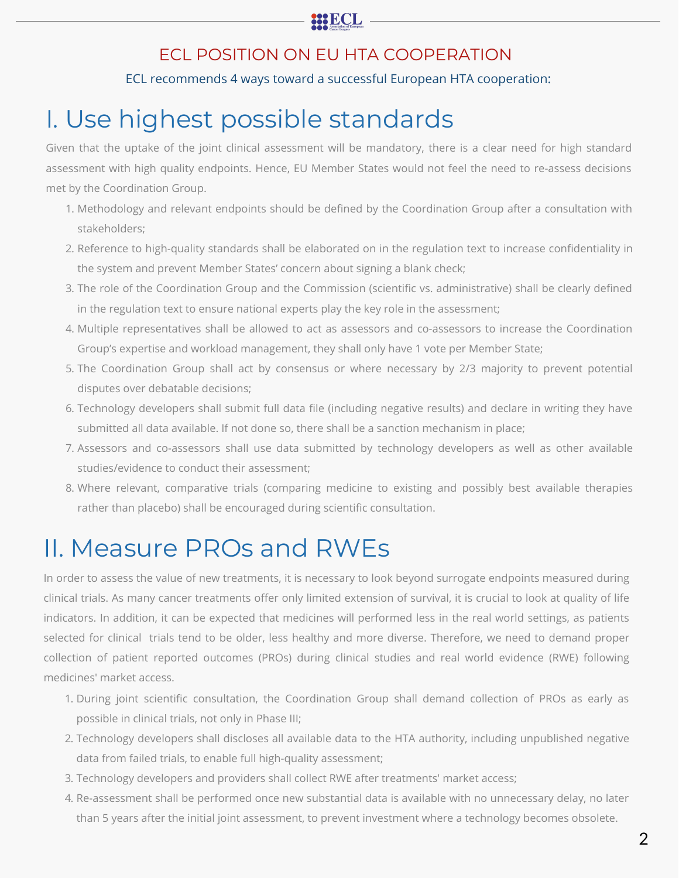## ECL POSITION ON EU HTA COOPERATION

ECL recommends 4 ways toward a successful European HTA cooperation:

# I. Use highest possible standards

Given that the uptake of the joint clinical assessment will be mandatory, there is a clear need for high standard assessment with high quality endpoints. Hence, EU Member States would not feel the need to re-assess decisions met by the Coordination Group.

1. Methodology and relevant endpoints should be defined by the Coordination Group after a consultation with stakeholders;
2. Reference to high-quality standards shall be elaborated on in the regulation text to increase confidentiality in the system and prevent Member States' concern about signing a blank check;
3. The role of the Coordination Group and the Commission (scientific vs. administrative) shall be clearly defined in the regulation text to ensure national experts play the key role in the assessment;
4. Multiple representatives shall be allowed to act as assessors and co-assessors to increase the Coordination Group's expertise and workload management, they shall only have 1 vote per Member State;
5. The Coordination Group shall act by consensus or where necessary by 2/3 majority to prevent potential disputes over debatable decisions;
6. Technology developers shall submit full data file (including negative results) and declare in writing they have submitted all data available. If not done so, there shall be a sanction mechanism in place;
7. Assessors and co-assessors shall use data submitted by technology developers as well as other available studies/evidence to conduct their assessment;
8. Where relevant, comparative trials (comparing medicine to existing and possibly best available therapies rather than placebo) shall be encouraged during scientific consultation.

# II. Measure PROs and RWEs

In order to assess the value of new treatments, it is necessary to look beyond surrogate endpoints measured during clinical trials. As many cancer treatments offer only limited extension of survival, it is crucial to look at quality of life indicators. In addition, it can be expected that medicines will performed less in the real world settings, as patients selected for clinical trials tend to be older, less healthy and more diverse. Therefore, we need to demand proper collection of patient reported outcomes (PROs) during clinical studies and real world evidence (RWE) following medicines' market access.

1. During joint scientific consultation, the Coordination Group shall demand collection of PROs as early as possible in clinical trials, not only in Phase III;
2. Technology developers shall discloses all available data to the HTA authority, including unpublished negative data from failed trials, to enable full high-quality assessment;
3. Technology developers and providers shall collect RWE after treatments' market access;
4. Re-assessment shall be performed once new substantial data is available with no unnecessary delay, no later than 5 years after the initial joint assessment, to prevent investment where a technology becomes obsolete.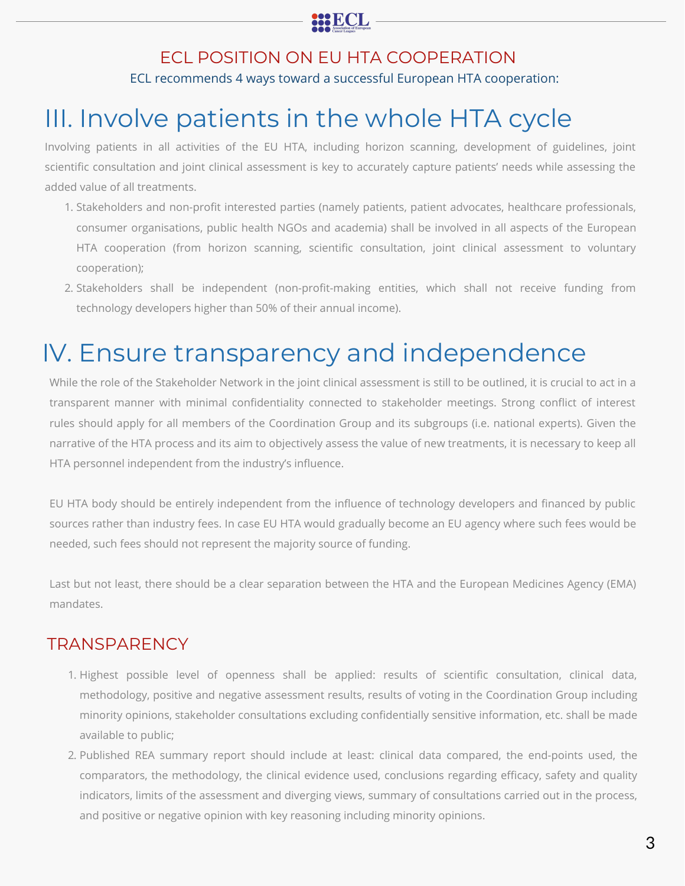ECL POSITION ON EU HTA COOPERATION

ECL recommends 4 ways toward a successful European HTA cooperation:

# III. Involve patients in the whole HTA cycle

Involving patients in all activities of the EU HTA, including horizon scanning, development of guidelines, joint scientific consultation and joint clinical assessment is key to accurately capture patients' needs while assessing the added value of all treatments.

1. Stakeholders and non-profit interested parties (namely patients, patient advocates, healthcare professionals, consumer organisations, public health NGOs and academia) shall be involved in all aspects of the European HTA cooperation (from horizon scanning, scientific consultation, joint clinical assessment to voluntary cooperation);
2. Stakeholders shall be independent (non-profit-making entities, which shall not receive funding from technology developers higher than 50% of their annual income).

# IV. Ensure transparency and independence

While the role of the Stakeholder Network in the joint clinical assessment is still to be outlined, it is crucial to act in a transparent manner with minimal confidentiality connected to stakeholder meetings. Strong conflict of interest rules should apply for all members of the Coordination Group and its subgroups (i.e. national experts). Given the narrative of the HTA process and its aim to objectively assess the value of new treatments, it is necessary to keep all HTA personnel independent from the industry's influence.

EU HTA body should be entirely independent from the influence of technology developers and financed by public sources rather than industry fees. In case EU HTA would gradually become an EU agency where such fees would be needed, such fees should not represent the majority source of funding.

Last but not least, there should be a clear separation between the HTA and the European Medicines Agency (EMA) mandates.

## TRANSPARENCY

1. Highest possible level of openness shall be applied: results of scientific consultation, clinical data, methodology, positive and negative assessment results, results of voting in the Coordination Group including minority opinions, stakeholder consultations excluding confidentially sensitive information, etc. shall be made available to public;
2. Published REA summary report should include at least: clinical data compared, the end-points used, the comparators, the methodology, the clinical evidence used, conclusions regarding efficacy, safety and quality indicators, limits of the assessment and diverging views, summary of consultations carried out in the process, and positive or negative opinion with key reasoning including minority opinions.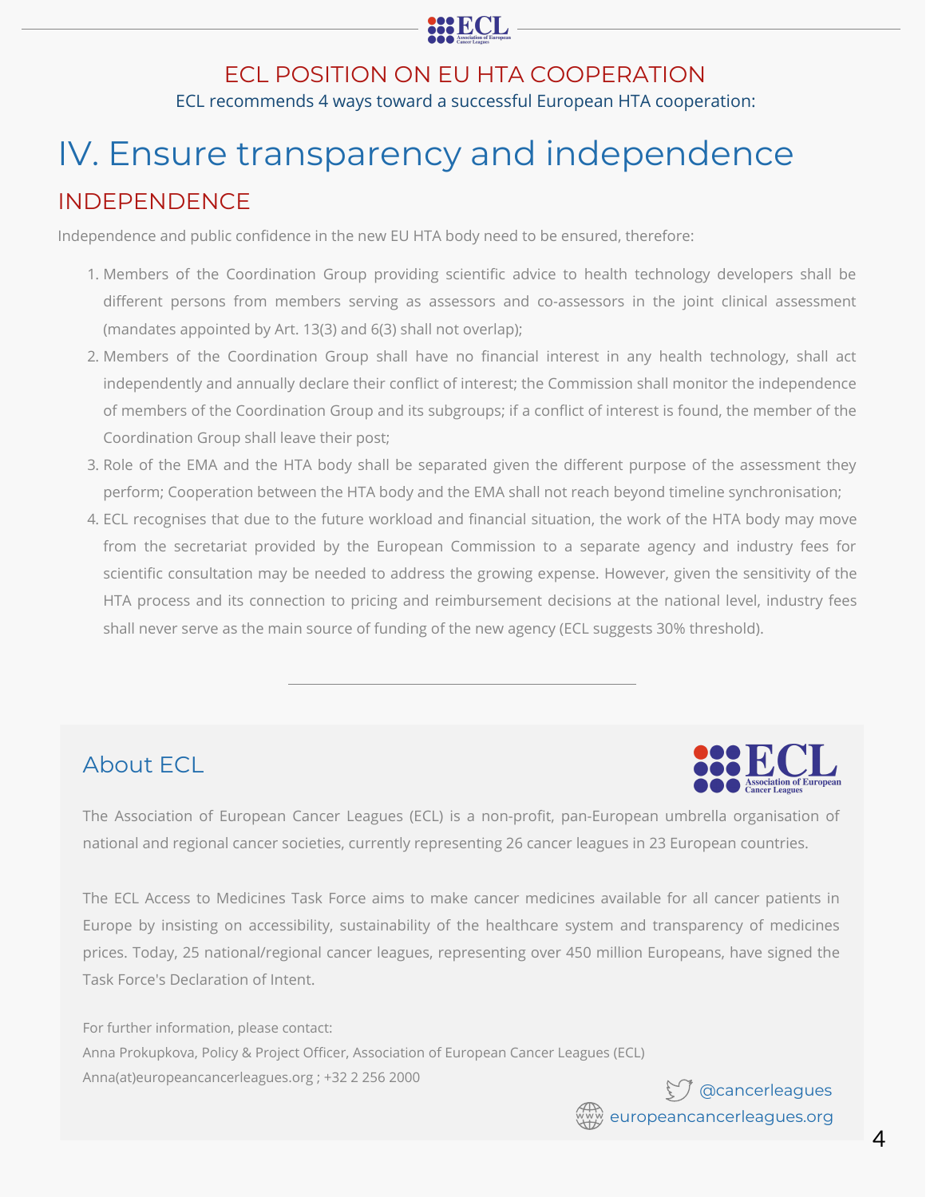ECL POSITION ON EU HTA COOPERATION

ECL recommends 4 ways toward a successful European HTA cooperation:

# IV. Ensure transparency and independence

## INDEPENDENCE

Independence and public confidence in the new EU HTA body need to be ensured, therefore:

1. Members of the Coordination Group providing scientific advice to health technology developers shall be different persons from members serving as assessors and co-assessors in the joint clinical assessment (mandates appointed by Art. 13(3) and 6(3) shall not overlap);
2. Members of the Coordination Group shall have no financial interest in any health technology, shall act independently and annually declare their conflict of interest; the Commission shall monitor the independence of members of the Coordination Group and its subgroups; if a conflict of interest is found, the member of the Coordination Group shall leave their post;
3. Role of the EMA and the HTA body shall be separated given the different purpose of the assessment they perform; Cooperation between the HTA body and the EMA shall not reach beyond timeline synchronisation;
4. ECL recognises that due to the future workload and financial situation, the work of the HTA body may move from the secretariat provided by the European Commission to a separate agency and industry fees for scientific consultation may be needed to address the growing expense. However, given the sensitivity of the HTA process and its connection to pricing and reimbursement decisions at the national level, industry fees shall never serve as the main source of funding of the new agency (ECL suggests 30% threshold).

---

## About ECL

The Association of European Cancer Leagues (ECL) is a non-profit, pan-European umbrella organisation of national and regional cancer societies, currently representing 26 cancer leagues in 23 European countries.

The ECL Access to Medicines Task Force aims to make cancer medicines available for all cancer patients in Europe by insisting on accessibility, sustainability of the healthcare system and transparency of medicines prices. Today, 25 national/regional cancer leagues, representing over 450 million Europeans, have signed the Task Force's Declaration of Intent.

For further information, please contact:
Anna Prokupkova, Policy & Project Officer, Association of European Cancer Leagues (ECL)
Anna(at)europeancancerleagues.org ; +32 2 256 2000

@cancerleagues
europeancancerleagues.org